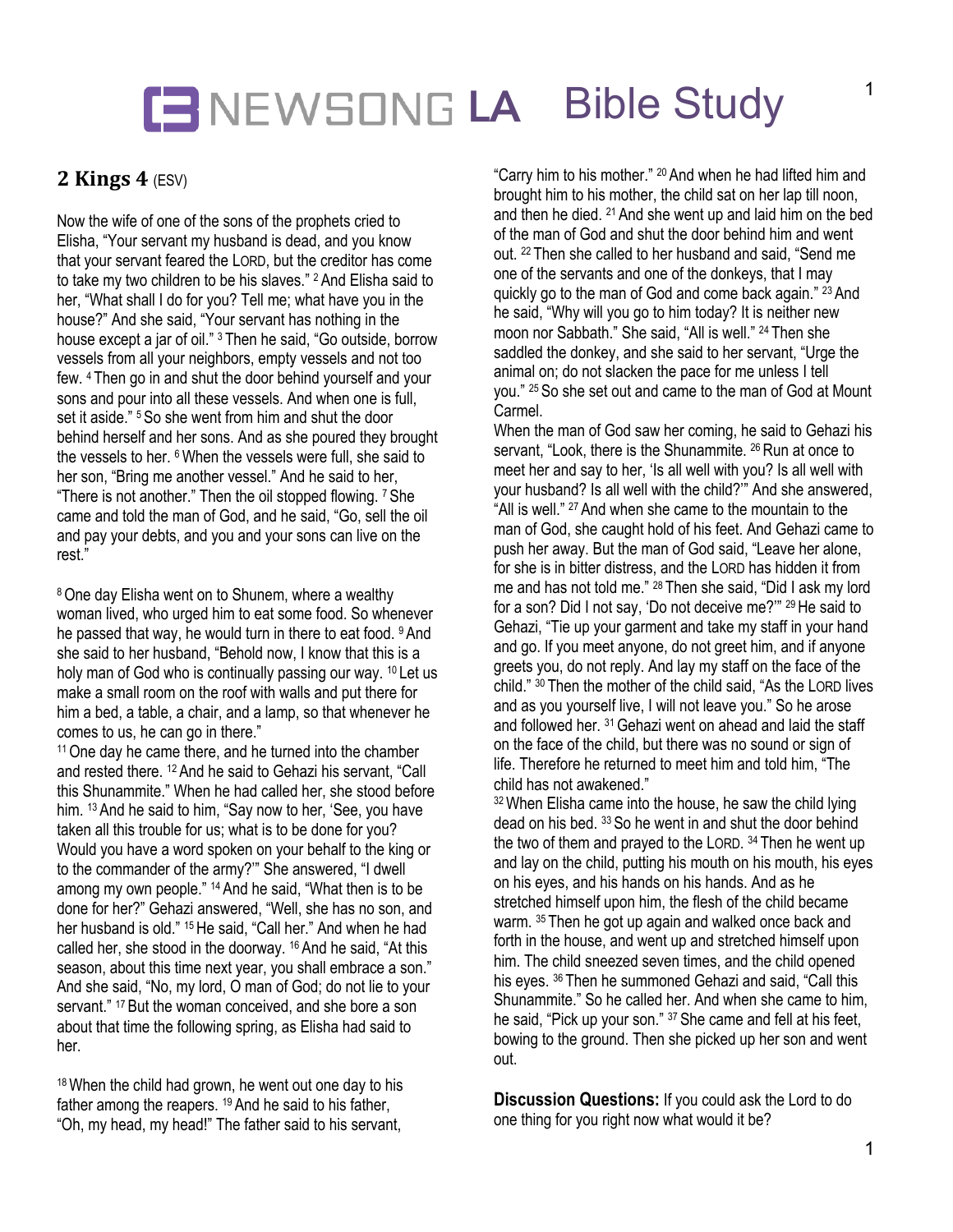# NEWSONG LA Bible Study

## 2 Kings 4 (ESV)

Now the wife of one of the sons of the prophets cried to Elisha, "Your servant my husband is dead, and you know that your servant feared the LORD, but the creditor has come to take my two children to be his slaves." [2] And Elisha said to her, "What shall I do for you? Tell me; what have you in the house?" And she said, "Your servant has nothing in the house except a jar of oil." [3] Then he said, "Go outside, borrow vessels from all your neighbors, empty vessels and not too few. [4] Then go in and shut the door behind yourself and your sons and pour into all these vessels. And when one is full, set it aside." [5] So she went from him and shut the door behind herself and her sons. And as she poured they brought the vessels to her. [6] When the vessels were full, she said to her son, "Bring me another vessel." And he said to her, "There is not another." Then the oil stopped flowing. [7] She came and told the man of God, and he said, "Go, sell the oil and pay your debts, and you and your sons can live on the rest."

[8] One day Elisha went on to Shunem, where a wealthy woman lived, who urged him to eat some food. So whenever he passed that way, he would turn in there to eat food. [9] And she said to her husband, "Behold now, I know that this is a holy man of God who is continually passing our way. [10] Let us make a small room on the roof with walls and put there for him a bed, a table, a chair, and a lamp, so that whenever he comes to us, he can go in there."
[11] One day he came there, and he turned into the chamber and rested there. [12] And he said to Gehazi his servant, "Call this Shunammite." When he had called her, she stood before him. [13] And he said to him, "Say now to her, 'See, you have taken all this trouble for us; what is to be done for you? Would you have a word spoken on your behalf to the king or to the commander of the army?'" She answered, "I dwell among my own people." [14] And he said, "What then is to be done for her?" Gehazi answered, "Well, she has no son, and her husband is old." [15] He said, "Call her." And when he had called her, she stood in the doorway. [16] And he said, "At this season, about this time next year, you shall embrace a son." And she said, "No, my lord, O man of God; do not lie to your servant." [17] But the woman conceived, and she bore a son about that time the following spring, as Elisha had said to her.

[18] When the child had grown, he went out one day to his father among the reapers. [19] And he said to his father, "Oh, my head, my head!" The father said to his servant, "Carry him to his mother." [20] And when he had lifted him and brought him to his mother, the child sat on her lap till noon, and then he died. [21] And she went up and laid him on the bed of the man of God and shut the door behind him and went out. [22] Then she called to her husband and said, "Send me one of the servants and one of the donkeys, that I may quickly go to the man of God and come back again." [23] And he said, "Why will you go to him today? It is neither new moon nor Sabbath." She said, "All is well." [24] Then she saddled the donkey, and she said to her servant, "Urge the animal on; do not slacken the pace for me unless I tell you." [25] So she set out and came to the man of God at Mount Carmel.
When the man of God saw her coming, he said to Gehazi his servant, "Look, there is the Shunammite. [26] Run at once to meet her and say to her, 'Is all well with you? Is all well with your husband? Is all well with the child?'" And she answered, "All is well." [27] And when she came to the mountain to the man of God, she caught hold of his feet. And Gehazi came to push her away. But the man of God said, "Leave her alone, for she is in bitter distress, and the LORD has hidden it from me and has not told me." [28] Then she said, "Did I ask my lord for a son? Did I not say, 'Do not deceive me?'" [29] He said to Gehazi, "Tie up your garment and take my staff in your hand and go. If you meet anyone, do not greet him, and if anyone greets you, do not reply. And lay my staff on the face of the child." [30] Then the mother of the child said, "As the LORD lives and as you yourself live, I will not leave you." So he arose and followed her. [31] Gehazi went on ahead and laid the staff on the face of the child, but there was no sound or sign of life. Therefore he returned to meet him and told him, "The child has not awakened."
[32] When Elisha came into the house, he saw the child lying dead on his bed. [33] So he went in and shut the door behind the two of them and prayed to the LORD. [34] Then he went up and lay on the child, putting his mouth on his mouth, his eyes on his eyes, and his hands on his hands. And as he stretched himself upon him, the flesh of the child became warm. [35] Then he got up again and walked once back and forth in the house, and went up and stretched himself upon him. The child sneezed seven times, and the child opened his eyes. [36] Then he summoned Gehazi and said, "Call this Shunammite." So he called her. And when she came to him, he said, "Pick up your son." [37] She came and fell at his feet, bowing to the ground. Then she picked up her son and went out.

**Discussion Questions:** If you could ask the Lord to do one thing for you right now what would it be?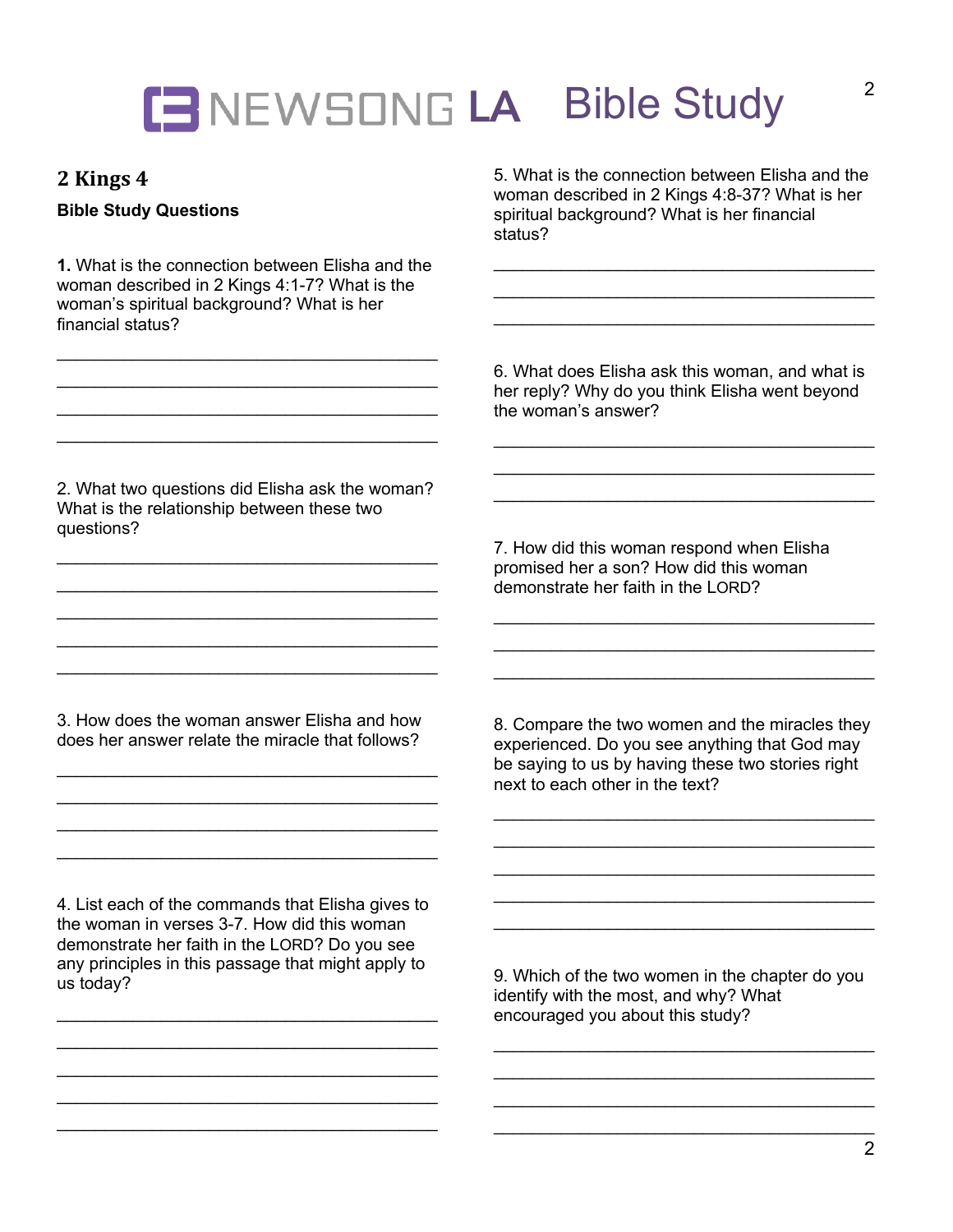# NEWSONG LA Bible Study

## 2 Kings 4

**Bible Study Questions**

**1.** What is the connection between Elisha and the woman described in 2 Kings 4:1-7? What is the woman's spiritual background? What is her financial status?

\_\_\_\_\_\_\_\_\_\_\_\_\_\_\_\_\_\_\_\_\_\_\_\_\_\_\_\_\_\_\_\_\_\_\_\_\_\_\_\_
\_\_\_\_\_\_\_\_\_\_\_\_\_\_\_\_\_\_\_\_\_\_\_\_\_\_\_\_\_\_\_\_\_\_\_\_\_\_\_\_
\_\_\_\_\_\_\_\_\_\_\_\_\_\_\_\_\_\_\_\_\_\_\_\_\_\_\_\_\_\_\_\_\_\_\_\_\_\_\_\_
\_\_\_\_\_\_\_\_\_\_\_\_\_\_\_\_\_\_\_\_\_\_\_\_\_\_\_\_\_\_\_\_\_\_\_\_\_\_\_\_

2. What two questions did Elisha ask the woman? What is the relationship between these two questions?

\_\_\_\_\_\_\_\_\_\_\_\_\_\_\_\_\_\_\_\_\_\_\_\_\_\_\_\_\_\_\_\_\_\_\_\_\_\_\_\_
\_\_\_\_\_\_\_\_\_\_\_\_\_\_\_\_\_\_\_\_\_\_\_\_\_\_\_\_\_\_\_\_\_\_\_\_\_\_\_\_
\_\_\_\_\_\_\_\_\_\_\_\_\_\_\_\_\_\_\_\_\_\_\_\_\_\_\_\_\_\_\_\_\_\_\_\_\_\_\_\_
\_\_\_\_\_\_\_\_\_\_\_\_\_\_\_\_\_\_\_\_\_\_\_\_\_\_\_\_\_\_\_\_\_\_\_\_\_\_\_\_
\_\_\_\_\_\_\_\_\_\_\_\_\_\_\_\_\_\_\_\_\_\_\_\_\_\_\_\_\_\_\_\_\_\_\_\_\_\_\_\_

3. How does the woman answer Elisha and how does her answer relate the miracle that follows?

\_\_\_\_\_\_\_\_\_\_\_\_\_\_\_\_\_\_\_\_\_\_\_\_\_\_\_\_\_\_\_\_\_\_\_\_\_\_\_\_
\_\_\_\_\_\_\_\_\_\_\_\_\_\_\_\_\_\_\_\_\_\_\_\_\_\_\_\_\_\_\_\_\_\_\_\_\_\_\_\_
\_\_\_\_\_\_\_\_\_\_\_\_\_\_\_\_\_\_\_\_\_\_\_\_\_\_\_\_\_\_\_\_\_\_\_\_\_\_\_\_
\_\_\_\_\_\_\_\_\_\_\_\_\_\_\_\_\_\_\_\_\_\_\_\_\_\_\_\_\_\_\_\_\_\_\_\_\_\_\_\_

4. List each of the commands that Elisha gives to the woman in verses 3-7. How did this woman demonstrate her faith in the LORD? Do you see any principles in this passage that might apply to us today?

\_\_\_\_\_\_\_\_\_\_\_\_\_\_\_\_\_\_\_\_\_\_\_\_\_\_\_\_\_\_\_\_\_\_\_\_\_\_\_\_
\_\_\_\_\_\_\_\_\_\_\_\_\_\_\_\_\_\_\_\_\_\_\_\_\_\_\_\_\_\_\_\_\_\_\_\_\_\_\_\_
\_\_\_\_\_\_\_\_\_\_\_\_\_\_\_\_\_\_\_\_\_\_\_\_\_\_\_\_\_\_\_\_\_\_\_\_\_\_\_\_
\_\_\_\_\_\_\_\_\_\_\_\_\_\_\_\_\_\_\_\_\_\_\_\_\_\_\_\_\_\_\_\_\_\_\_\_\_\_\_\_
\_\_\_\_\_\_\_\_\_\_\_\_\_\_\_\_\_\_\_\_\_\_\_\_\_\_\_\_\_\_\_\_\_\_\_\_\_\_\_\_

5. What is the connection between Elisha and the woman described in 2 Kings 4:8-37? What is her spiritual background? What is her financial status?

\_\_\_\_\_\_\_\_\_\_\_\_\_\_\_\_\_\_\_\_\_\_\_\_\_\_\_\_\_\_\_\_\_\_\_\_\_\_\_\_
\_\_\_\_\_\_\_\_\_\_\_\_\_\_\_\_\_\_\_\_\_\_\_\_\_\_\_\_\_\_\_\_\_\_\_\_\_\_\_\_
\_\_\_\_\_\_\_\_\_\_\_\_\_\_\_\_\_\_\_\_\_\_\_\_\_\_\_\_\_\_\_\_\_\_\_\_\_\_\_\_

6. What does Elisha ask this woman, and what is her reply? Why do you think Elisha went beyond the woman's answer?

\_\_\_\_\_\_\_\_\_\_\_\_\_\_\_\_\_\_\_\_\_\_\_\_\_\_\_\_\_\_\_\_\_\_\_\_\_\_\_\_
\_\_\_\_\_\_\_\_\_\_\_\_\_\_\_\_\_\_\_\_\_\_\_\_\_\_\_\_\_\_\_\_\_\_\_\_\_\_\_\_
\_\_\_\_\_\_\_\_\_\_\_\_\_\_\_\_\_\_\_\_\_\_\_\_\_\_\_\_\_\_\_\_\_\_\_\_\_\_\_\_

7. How did this woman respond when Elisha promised her a son? How did this woman demonstrate her faith in the LORD?

\_\_\_\_\_\_\_\_\_\_\_\_\_\_\_\_\_\_\_\_\_\_\_\_\_\_\_\_\_\_\_\_\_\_\_\_\_\_\_\_
\_\_\_\_\_\_\_\_\_\_\_\_\_\_\_\_\_\_\_\_\_\_\_\_\_\_\_\_\_\_\_\_\_\_\_\_\_\_\_\_
\_\_\_\_\_\_\_\_\_\_\_\_\_\_\_\_\_\_\_\_\_\_\_\_\_\_\_\_\_\_\_\_\_\_\_\_\_\_\_\_

8. Compare the two women and the miracles they experienced. Do you see anything that God may be saying to us by having these two stories right next to each other in the text?

\_\_\_\_\_\_\_\_\_\_\_\_\_\_\_\_\_\_\_\_\_\_\_\_\_\_\_\_\_\_\_\_\_\_\_\_\_\_\_\_
\_\_\_\_\_\_\_\_\_\_\_\_\_\_\_\_\_\_\_\_\_\_\_\_\_\_\_\_\_\_\_\_\_\_\_\_\_\_\_\_
\_\_\_\_\_\_\_\_\_\_\_\_\_\_\_\_\_\_\_\_\_\_\_\_\_\_\_\_\_\_\_\_\_\_\_\_\_\_\_\_
\_\_\_\_\_\_\_\_\_\_\_\_\_\_\_\_\_\_\_\_\_\_\_\_\_\_\_\_\_\_\_\_\_\_\_\_\_\_\_\_
\_\_\_\_\_\_\_\_\_\_\_\_\_\_\_\_\_\_\_\_\_\_\_\_\_\_\_\_\_\_\_\_\_\_\_\_\_\_\_\_

9. Which of the two women in the chapter do you identify with the most, and why? What encouraged you about this study?

\_\_\_\_\_\_\_\_\_\_\_\_\_\_\_\_\_\_\_\_\_\_\_\_\_\_\_\_\_\_\_\_\_\_\_\_\_\_\_\_
\_\_\_\_\_\_\_\_\_\_\_\_\_\_\_\_\_\_\_\_\_\_\_\_\_\_\_\_\_\_\_\_\_\_\_\_\_\_\_\_
\_\_\_\_\_\_\_\_\_\_\_\_\_\_\_\_\_\_\_\_\_\_\_\_\_\_\_\_\_\_\_\_\_\_\_\_\_\_\_\_
\_\_\_\_\_\_\_\_\_\_\_\_\_\_\_\_\_\_\_\_\_\_\_\_\_\_\_\_\_\_\_\_\_\_\_\_\_\_\_\_